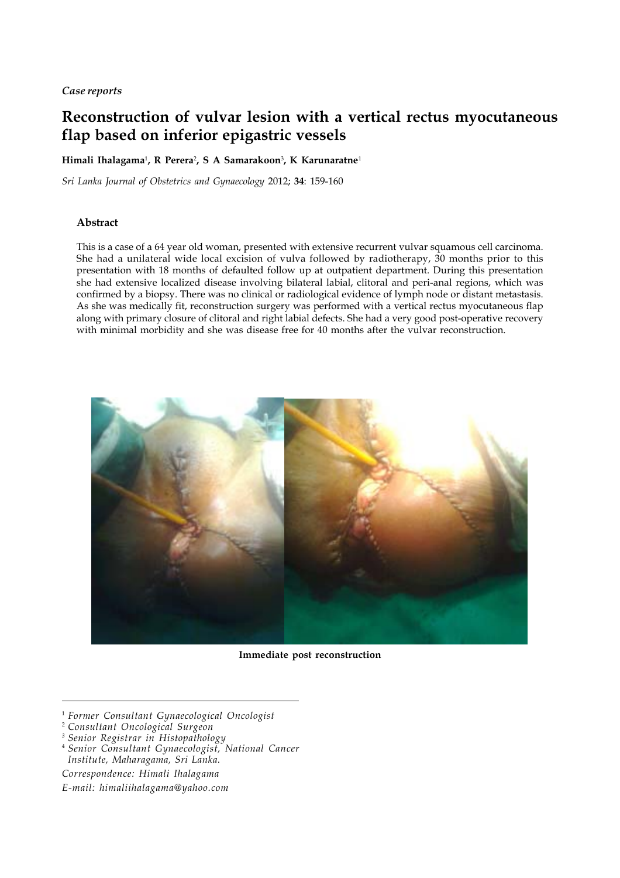*Case reports*

# Reconstruction of vulvar lesion with a vertical rectus myocutaneous flap based on inferior epigastric vessels

**Himali Ihalagama**[1]**, R Perera**[2]**, S A Samarakoon**[3]**, K Karunaratne**[1]

*Sri Lanka Journal of Obstetrics and Gynaecology* 2012; **34**: 159-160

### Abstract

This is a case of a 64 year old woman, presented with extensive recurrent vulvar squamous cell carcinoma. She had a unilateral wide local excision of vulva followed by radiotherapy, 30 months prior to this presentation with 18 months of defaulted follow up at outpatient department. During this presentation she had extensive localized disease involving bilateral labial, clitoral and peri-anal regions, which was confirmed by a biopsy. There was no clinical or radiological evidence of lymph node or distant metastasis. As she was medically fit, reconstruction surgery was performed with a vertical rectus myocutaneous flap along with primary closure of clitoral and right labial defects. She had a very good post-operative recovery with minimal morbidity and she was disease free for 40 months after the vulvar reconstruction.

**Immediate post reconstruction**

---

[1] *Former Consultant Gynaecological Oncologist*

[2] *Consultant Oncological Surgeon*

[3] *Senior Registrar in Histopathology*

[4] *Senior Consultant Gynaecologist, National Cancer Institute, Maharagama, Sri Lanka.*

*Correspondence: Himali Ihalagama*

*E-mail: himaliihalagama@yahoo.com*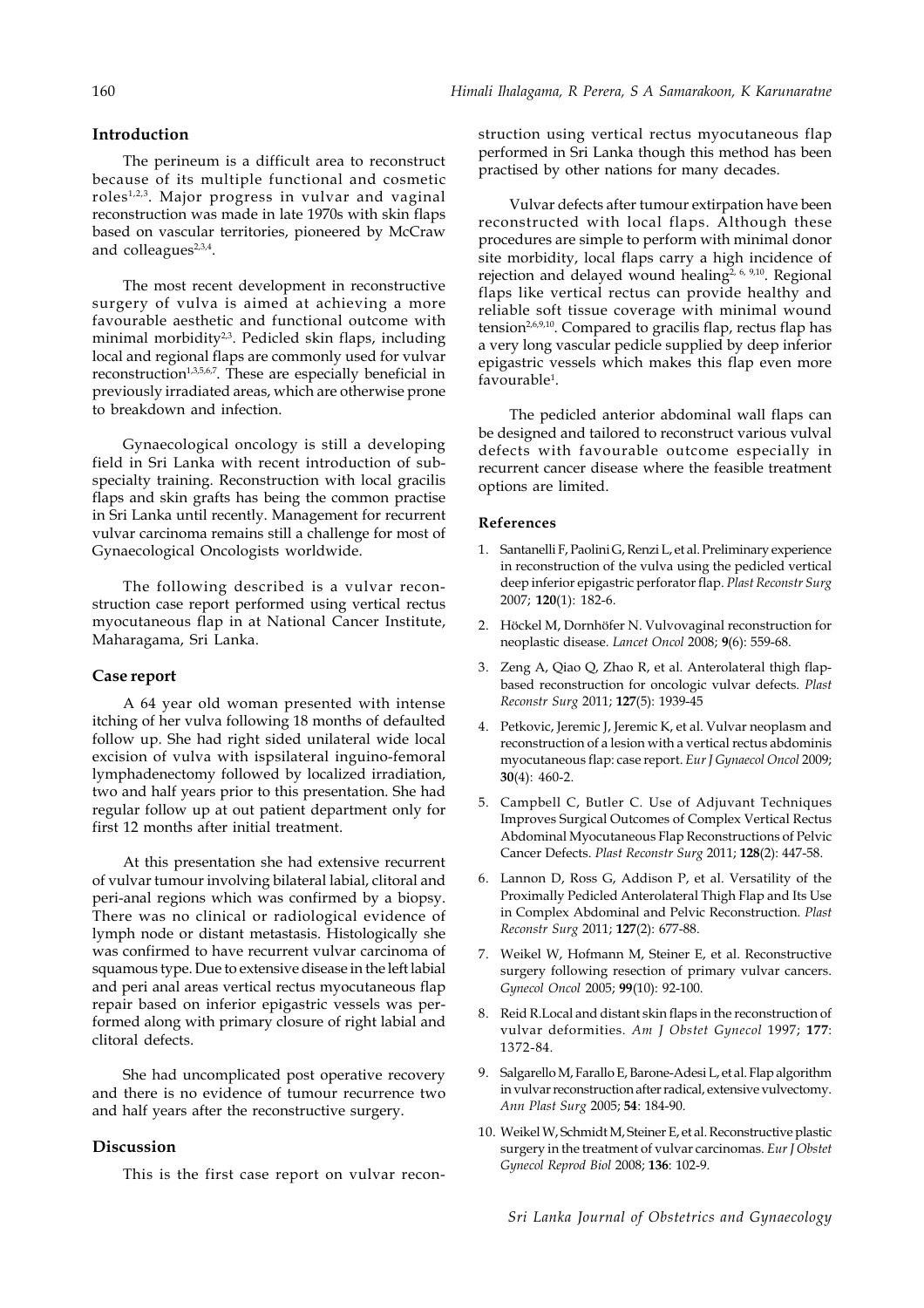## Introduction

The perineum is a difficult area to reconstruct because of its multiple functional and cosmetic roles[1,2,3]. Major progress in vulvar and vaginal reconstruction was made in late 1970s with skin flaps based on vascular territories, pioneered by McCraw and colleagues[2,3,4].

The most recent development in reconstructive surgery of vulva is aimed at achieving a more favourable aesthetic and functional outcome with minimal morbidity[2,3]. Pedicled skin flaps, including local and regional flaps are commonly used for vulvar reconstruction[1,3,5,6,7]. These are especially beneficial in previously irradiated areas, which are otherwise prone to breakdown and infection.

Gynaecological oncology is still a developing field in Sri Lanka with recent introduction of sub-specialty training. Reconstruction with local gracilis flaps and skin grafts has being the common practise in Sri Lanka until recently. Management for recurrent vulvar carcinoma remains still a challenge for most of Gynaecological Oncologists worldwide.

The following described is a vulvar reconstruction case report performed using vertical rectus myocutaneous flap in at National Cancer Institute, Maharagama, Sri Lanka.

## Case report

A 64 year old woman presented with intense itching of her vulva following 18 months of defaulted follow up. She had right sided unilateral wide local excision of vulva with ispsilateral inguino-femoral lymphadenectomy followed by localized irradiation, two and half years prior to this presentation. She had regular follow up at out patient department only for first 12 months after initial treatment.

At this presentation she had extensive recurrent of vulvar tumour involving bilateral labial, clitoral and peri-anal regions which was confirmed by a biopsy. There was no clinical or radiological evidence of lymph node or distant metastasis. Histologically she was confirmed to have recurrent vulvar carcinoma of squamous type. Due to extensive disease in the left labial and peri anal areas vertical rectus myocutaneous flap repair based on inferior epigastric vessels was performed along with primary closure of right labial and clitoral defects.

She had uncomplicated post operative recovery and there is no evidence of tumour recurrence two and half years after the reconstructive surgery.

## Discussion

This is the first case report on vulvar reconstruction using vertical rectus myocutaneous flap performed in Sri Lanka though this method has been practised by other nations for many decades.

Vulvar defects after tumour extirpation have been reconstructed with local flaps. Although these procedures are simple to perform with minimal donor site morbidity, local flaps carry a high incidence of rejection and delayed wound healing[2,6,9,10]. Regional flaps like vertical rectus can provide healthy and reliable soft tissue coverage with minimal wound tension[2,6,9,10]. Compared to gracilis flap, rectus flap has a very long vascular pedicle supplied by deep inferior epigastric vessels which makes this flap even more favourable[1].

The pedicled anterior abdominal wall flaps can be designed and tailored to reconstruct various vulval defects with favourable outcome especially in recurrent cancer disease where the feasible treatment options are limited.

## References

1. Santanelli F, Paolini G, Renzi L, et al. Preliminary experience in reconstruction of the vulva using the pedicled vertical deep inferior epigastric perforator flap. *Plast Reconstr Surg* 2007; **120**(1): 182-6.
2. Höckel M, Dornhöfer N. Vulvovaginal reconstruction for neoplastic disease. *Lancet Oncol* 2008; **9**(6): 559-68.
3. Zeng A, Qiao Q, Zhao R, et al. Anterolateral thigh flap-based reconstruction for oncologic vulvar defects. *Plast Reconstr Surg* 2011; **127**(5): 1939-45
4. Petkovic, Jeremic J, Jeremic K, et al. Vulvar neoplasm and reconstruction of a lesion with a vertical rectus abdominis myocutaneous flap: case report. *Eur J Gynaecol Oncol* 2009; **30**(4): 460-2.
5. Campbell C, Butler C. Use of Adjuvant Techniques Improves Surgical Outcomes of Complex Vertical Rectus Abdominal Myocutaneous Flap Reconstructions of Pelvic Cancer Defects. *Plast Reconstr Surg* 2011; **128**(2): 447-58.
6. Lannon D, Ross G, Addison P, et al. Versatility of the Proximally Pedicled Anterolateral Thigh Flap and Its Use in Complex Abdominal and Pelvic Reconstruction. *Plast Reconstr Surg* 2011; **127**(2): 677-88.
7. Weikel W, Hofmann M, Steiner E, et al. Reconstructive surgery following resection of primary vulvar cancers. *Gynecol Oncol* 2005; **99**(10): 92-100.
8. Reid R.Local and distant skin flaps in the reconstruction of vulvar deformities. *Am J Obstet Gynecol* 1997; **177**: 1372-84.
9. Salgarello M, Farallo E, Barone-Adesi L, et al. Flap algorithm in vulvar reconstruction after radical, extensive vulvectomy. *Ann Plast Surg* 2005; **54**: 184-90.
10. Weikel W, Schmidt M, Steiner E, et al. Reconstructive plastic surgery in the treatment of vulvar carcinomas. *Eur J Obstet Gynecol Reprod Biol* 2008; **136**: 102-9.